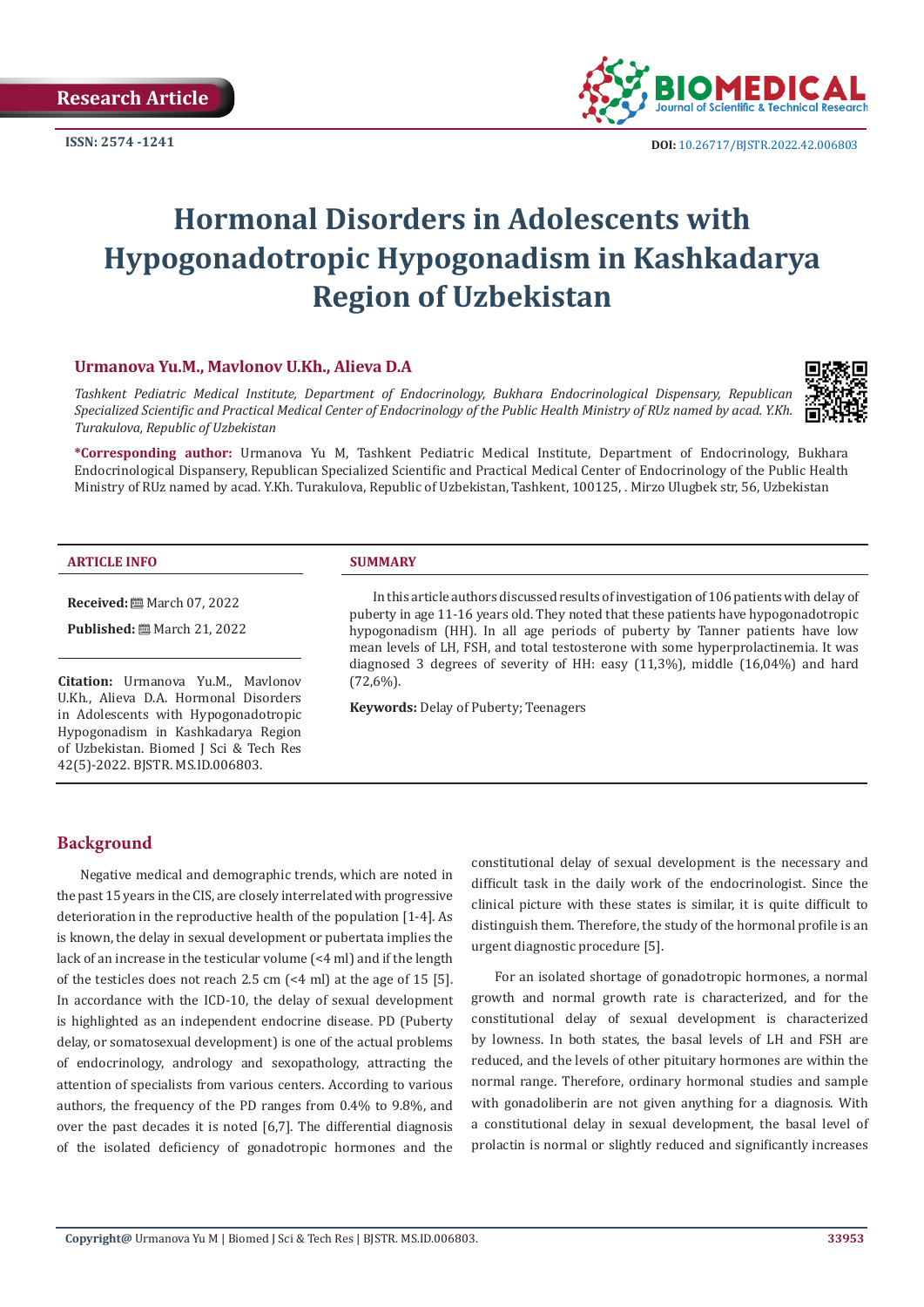Research Article

ISSN: 2574 -1241

DOI: 10.26717/BJSTR.2022.42.006803

# Hormonal Disorders in Adolescents with Hypogonadotropic Hypogonadism in Kashkadarya Region of Uzbekistan

**Urmanova Yu.M., Mavlonov U.Kh., Alieva D.A**

*Tashkent Pediatric Medical Institute, Department of Endocrinology, Bukhara Endocrinological Dispensary, Republican Specialized Scientific and Practical Medical Center of Endocrinology of the Public Health Ministry of RUz named by acad. Y.Kh. Turakulova, Republic of Uzbekistan*

**\*Corresponding author:** Urmanova Yu M, Tashkent Pediatric Medical Institute, Department of Endocrinology, Bukhara Endocrinological Dispansery, Republican Specialized Scientific and Practical Medical Center of Endocrinology of the Public Health Ministry of RUz named by acad. Y.Kh. Turakulova, Republic of Uzbekistan, Tashkent, 100125, . Mirzo Ulugbek str, 56, Uzbekistan

**ARTICLE INFO**

**Received:** March 07, 2022

**Published:** March 21, 2022

**Citation:** Urmanova Yu.M., Mavlonov U.Kh., Alieva D.A. Hormonal Disorders in Adolescents with Hypogonadotropic Hypogonadism in Kashkadarya Region of Uzbekistan. Biomed J Sci & Tech Res 42(5)-2022. BJSTR. MS.ID.006803.

**SUMMARY**

In this article authors discussed results of investigation of 106 patients with delay of puberty in age 11-16 years old. They noted that these patients have hypogonadotropic hypogonadism (HH). In all age periods of puberty by Tanner patients have low mean levels of LH, FSH, and total testosterone with some hyperprolactinemia. It was diagnosed 3 degrees of severity of HH: easy (11,3%), middle (16,04%) and hard (72,6%).

**Keywords:** Delay of Puberty; Teenagers

## Background

Negative medical and demographic trends, which are noted in the past 15 years in the CIS, are closely interrelated with progressive deterioration in the reproductive health of the population [1-4]. As is known, the delay in sexual development or pubertata implies the lack of an increase in the testicular volume (<4 ml) and if the length of the testicles does not reach 2.5 cm (<4 ml) at the age of 15 [5]. In accordance with the ICD-10, the delay of sexual development is highlighted as an independent endocrine disease. PD (Puberty delay, or somatosexual development) is one of the actual problems of endocrinology, andrology and sexopathology, attracting the attention of specialists from various centers. According to various authors, the frequency of the PD ranges from 0.4% to 9.8%, and over the past decades it is noted [6,7]. The differential diagnosis of the isolated deficiency of gonadotropic hormones and the constitutional delay of sexual development is the necessary and difficult task in the daily work of the endocrinologist. Since the clinical picture with these states is similar, it is quite difficult to distinguish them. Therefore, the study of the hormonal profile is an urgent diagnostic procedure [5].

For an isolated shortage of gonadotropic hormones, a normal growth and normal growth rate is characterized, and for the constitutional delay of sexual development is characterized by lowness. In both states, the basal levels of LH and FSH are reduced, and the levels of other pituitary hormones are within the normal range. Therefore, ordinary hormonal studies and sample with gonadoliberin are not given anything for a diagnosis. With a constitutional delay in sexual development, the basal level of prolactin is normal or slightly reduced and significantly increases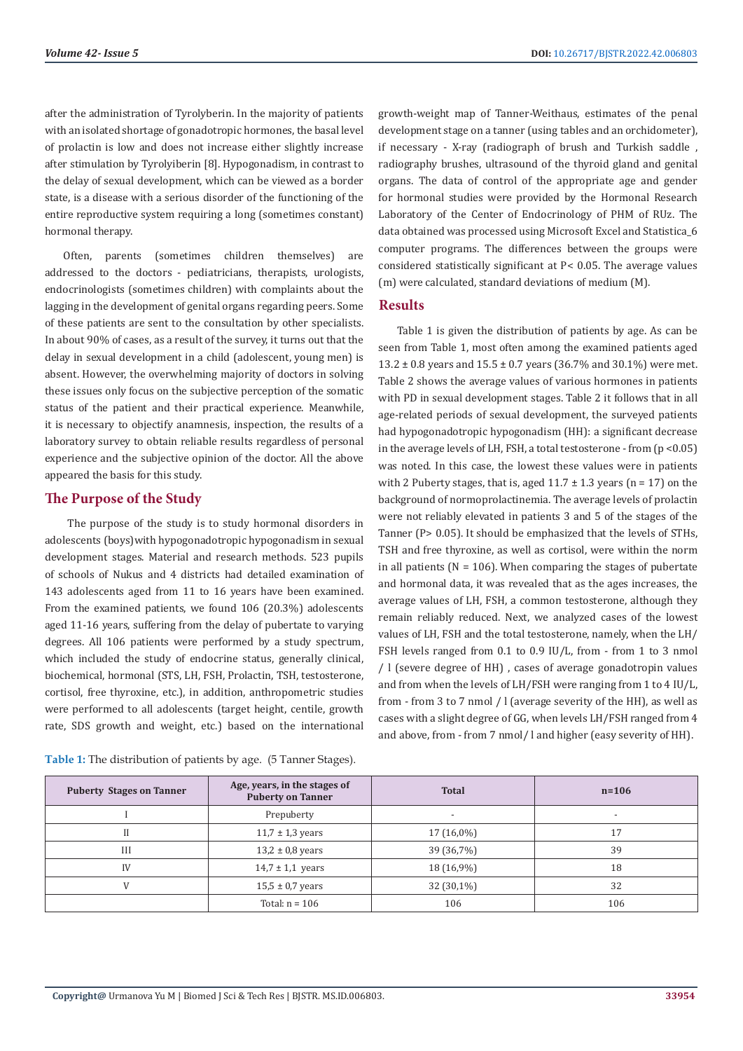after the administration of Tyrolyberin. In the majority of patients with an isolated shortage of gonadotropic hormones, the basal level of prolactin is low and does not increase either slightly increase after stimulation by Tyrolyiberin [8]. Hypogonadism, in contrast to the delay of sexual development, which can be viewed as a border state, is a disease with a serious disorder of the functioning of the entire reproductive system requiring a long (sometimes constant) hormonal therapy.

Often, parents (sometimes children themselves) are addressed to the doctors - pediatricians, therapists, urologists, endocrinologists (sometimes children) with complaints about the lagging in the development of genital organs regarding peers. Some of these patients are sent to the consultation by other specialists. In about 90% of cases, as a result of the survey, it turns out that the delay in sexual development in a child (adolescent, young men) is absent. However, the overwhelming majority of doctors in solving these issues only focus on the subjective perception of the somatic status of the patient and their practical experience. Meanwhile, it is necessary to objectify anamnesis, inspection, the results of a laboratory survey to obtain reliable results regardless of personal experience and the subjective opinion of the doctor. All the above appeared the basis for this study.

## The Purpose of the Study

The purpose of the study is to study hormonal disorders in adolescents (boys)with hypogonadotropic hypogonadism in sexual development stages. Material and research methods. 523 pupils of schools of Nukus and 4 districts had detailed examination of 143 adolescents aged from 11 to 16 years have been examined. From the examined patients, we found 106 (20.3%) adolescents aged 11-16 years, suffering from the delay of pubertate to varying degrees. All 106 patients were performed by a study spectrum, which included the study of endocrine status, generally clinical, biochemical, hormonal (STS, LH, FSH, Prolactin, TSH, testosterone, cortisol, free thyroxine, etc.), in addition, anthropometric studies were performed to all adolescents (target height, centile, growth rate, SDS growth and weight, etc.) based on the international growth-weight map of Tanner-Weithaus, estimates of the penal development stage on a tanner (using tables and an orchidometer), if necessary - X-ray (radiograph of brush and Turkish saddle , radiography brushes, ultrasound of the thyroid gland and genital organs. The data of control of the appropriate age and gender for hormonal studies were provided by the Hormonal Research Laboratory of the Center of Endocrinology of PHM of RUz. The data obtained was processed using Microsoft Excel and Statistica_6 computer programs. The differences between the groups were considered statistically significant at P< 0.05. The average values (m) were calculated, standard deviations of medium (M).

## Results

Table 1 is given the distribution of patients by age. As can be seen from Table 1, most often among the examined patients aged 13.2 ± 0.8 years and 15.5 ± 0.7 years (36.7% and 30.1%) were met. Table 2 shows the average values of various hormones in patients with PD in sexual development stages. Table 2 it follows that in all age-related periods of sexual development, the surveyed patients had hypogonadotropic hypogonadism (HH): a significant decrease in the average levels of LH, FSH, a total testosterone - from (p <0.05) was noted. In this case, the lowest these values were in patients with 2 Puberty stages, that is, aged 11.7 ± 1.3 years (n = 17) on the background of normoprolactinemia. The average levels of prolactin were not reliably elevated in patients 3 and 5 of the stages of the Tanner (P> 0.05). It should be emphasized that the levels of STHs, TSH and free thyroxine, as well as cortisol, were within the norm in all patients (N = 106). When comparing the stages of pubertate and hormonal data, it was revealed that as the ages increases, the average values of LH, FSH, a common testosterone, although they remain reliably reduced. Next, we analyzed cases of the lowest values of LH, FSH and the total testosterone, namely, when the LH/FSH levels ranged from 0.1 to 0.9 IU/L, from - from 1 to 3 nmol / l (severe degree of HH) , cases of average gonadotropin values and from when the levels of LH/FSH were ranging from 1 to 4 IU/L, from - from 3 to 7 nmol / l (average severity of the HH), as well as cases with a slight degree of GG, when levels LH/FSH ranged from 4 and above, from - from 7 nmol/ l and higher (easy severity of HH).

**Table 1:** The distribution of patients by age. (5 Tanner Stages).

| Puberty Stages on Tanner | Age, years, in the stages of Puberty on Tanner | Total | n=106 |
|---|---|---|---|
| I | Prepuberty | - | - |
| II | 11,7 ± 1,3 years | 17 (16,0%) | 17 |
| III | 13,2 ± 0,8 years | 39 (36,7%) | 39 |
| IV | 14,7 ± 1,1 years | 18 (16,9%) | 18 |
| V | 15,5 ± 0,7 years | 32 (30,1%) | 32 |
| | Total: n = 106 | 106 | 106 |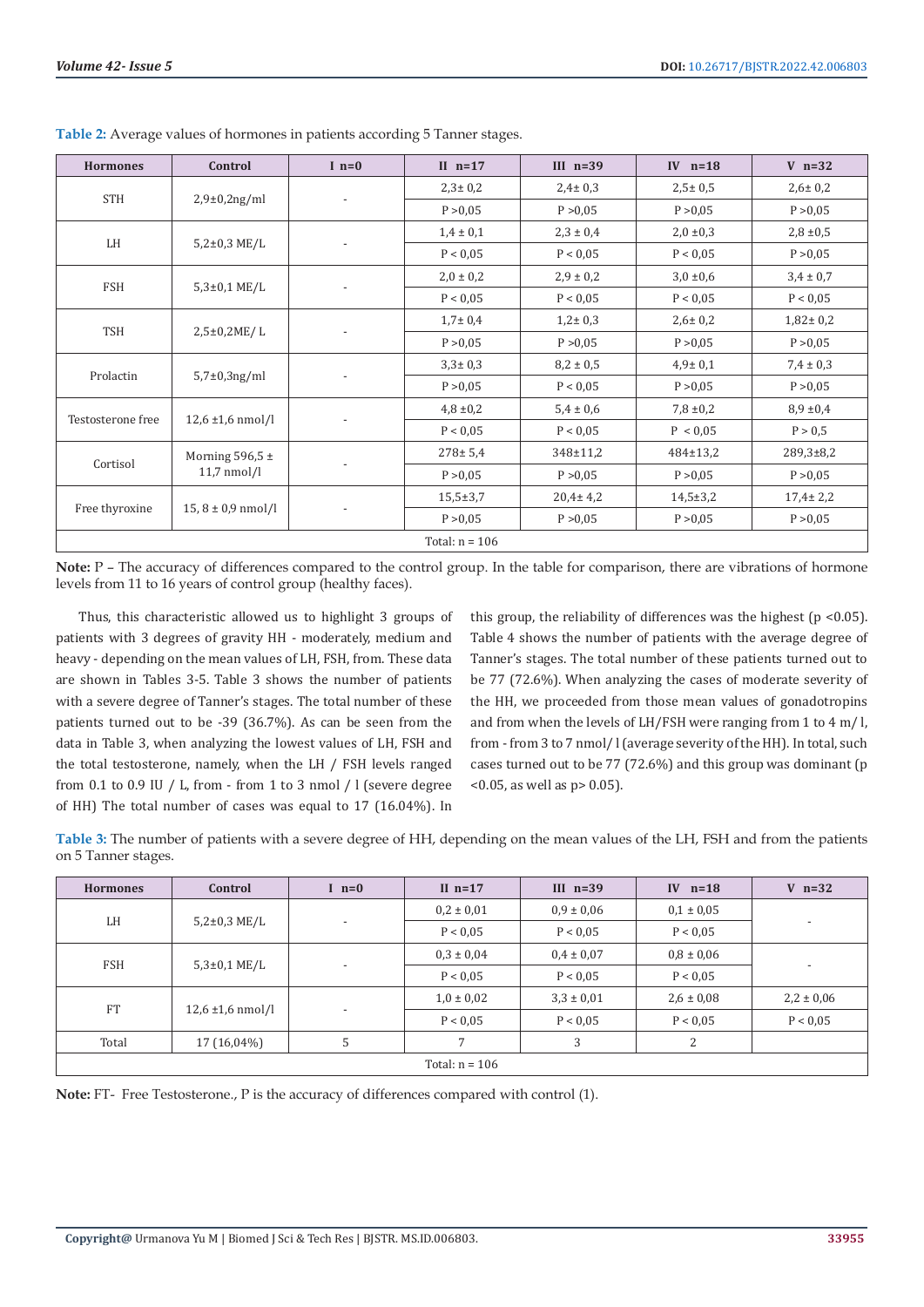**Table 2:** Average values of hormones in patients according 5 Tanner stages.

| Hormones | Control | I n=0 | II n=17 | III n=39 | IV n=18 | V n=32 |
|---|---|---|---|---|---|---|
| STH | 2,9±0,2ng/ml | - | 2,3± 0,2 | 2,4± 0,3 | 2,5± 0,5 | 2,6± 0,2 |
| | | | P >0,05 | P >0,05 | P >0,05 | P >0,05 |
| LH | 5,2±0,3 ME/L | - | 1,4 ± 0,1 | 2,3 ± 0,4 | 2,0 ±0,3 | 2,8 ±0,5 |
| | | | P < 0,05 | P < 0,05 | P < 0,05 | P >0,05 |
| FSH | 5,3±0,1 ME/L | - | 2,0 ± 0,2 | 2,9 ± 0,2 | 3,0 ±0,6 | 3,4 ± 0,7 |
| | | | P < 0,05 | P < 0,05 | P < 0,05 | P < 0,05 |
| TSH | 2,5±0,2ME/ L | - | 1,7± 0,4 | 1,2± 0,3 | 2,6± 0,2 | 1,82± 0,2 |
| | | | P >0,05 | P >0,05 | P >0,05 | P >0,05 |
| Prolactin | 5,7±0,3ng/ml | - | 3,3± 0,3 | 8,2 ± 0,5 | 4,9± 0,1 | 7,4 ± 0,3 |
| | | | P >0,05 | P < 0,05 | P >0,05 | P >0,05 |
| Testosterone free | 12,6 ±1,6 nmol/l | - | 4,8 ±0,2 | 5,4 ± 0,6 | 7,8 ±0,2 | 8,9 ±0,4 |
| | | | P < 0,05 | P < 0,05 | P < 0,05 | P > 0,5 |
| Cortisol | Morning 596,5 ± 11,7 nmol/l | - | 278± 5,4 | 348±11,2 | 484±13,2 | 289,3±8,2 |
| | | | P >0,05 | P >0,05 | P >0,05 | P >0,05 |
| Free thyroxine | 15, 8 ± 0,9 nmol/l | - | 15,5±3,7 | 20,4± 4,2 | 14,5±3,2 | 17,4± 2,2 |
| | | | P >0,05 | P >0,05 | P >0,05 | P >0,05 |
| Total: n = 106 | | | | | | |

**Note:** P – The accuracy of differences compared to the control group. In the table for comparison, there are vibrations of hormone levels from 11 to 16 years of control group (healthy faces).

Thus, this characteristic allowed us to highlight 3 groups of patients with 3 degrees of gravity HH - moderately, medium and heavy - depending on the mean values of LH, FSH, from. These data are shown in Tables 3-5. Table 3 shows the number of patients with a severe degree of Tanner's stages. The total number of these patients turned out to be -39 (36.7%). As can be seen from the data in Table 3, when analyzing the lowest values of LH, FSH and the total testosterone, namely, when the LH / FSH levels ranged from 0.1 to 0.9 IU / L, from - from 1 to 3 nmol / l (severe degree of HH) The total number of cases was equal to 17 (16.04%). In this group, the reliability of differences was the highest ($p < 0.05$). Table 4 shows the number of patients with the average degree of Tanner's stages. The total number of these patients turned out to be 77 (72.6%). When analyzing the cases of moderate severity of the HH, we proceeded from those mean values of gonadotropins and from when the levels of LH/FSH were ranging from 1 to 4 m/ l, from - from 3 to 7 nmol/ l (average severity of the HH). In total, such cases turned out to be 77 (72.6%) and this group was dominant ($p < 0.05$, as well as $p > 0.05$).

**Table 3:** The number of patients with a severe degree of HH, depending on the mean values of the LH, FSH and from the patients on 5 Tanner stages.

| Hormones | Control | I n=0 | II n=17 | III n=39 | IV n=18 | V n=32 |
|---|---|---|---|---|---|---|
| LH | 5,2±0,3 ME/L | - | 0,2 ± 0,01 | 0,9 ± 0,06 | 0,1 ± 0,05 | - |
| | | | P < 0,05 | P < 0,05 | P < 0,05 | |
| FSH | 5,3±0,1 ME/L | - | 0,3 ± 0,04 | 0,4 ± 0,07 | 0,8 ± 0,06 | - |
| | | | P < 0,05 | P < 0,05 | P < 0,05 | |
| FT | 12,6 ±1,6 nmol/l | - | 1,0 ± 0,02 | 3,3 ± 0,01 | 2,6 ± 0,08 | 2,2 ± 0,06 |
| | | | P < 0,05 | P < 0,05 | P < 0,05 | P < 0,05 |
| Total | 17 (16,04%) | 5 | 7 | 3 | 2 | |
| Total: n = 106 | | | | | | |

**Note:** FT- Free Testosterone., P is the accuracy of differences compared with control (1).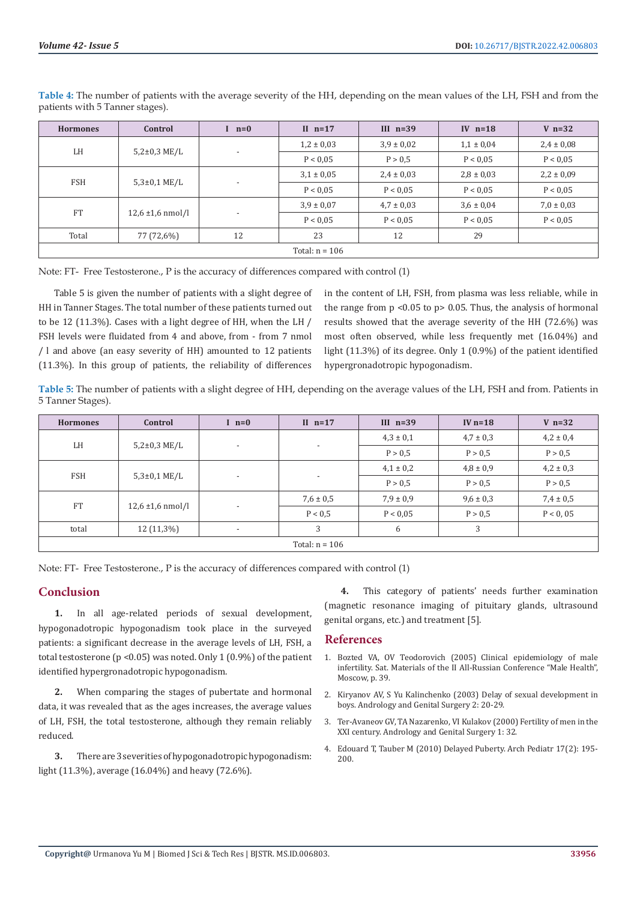**Table 4:** The number of patients with the average severity of the HH, depending on the mean values of the LH, FSH and from the patients with 5 Tanner stages).

| Hormones | Control | I n=0 | II n=17 | III n=39 | IV n=18 | V n=32 |
|---|---|---|---|---|---|---|
| LH | 5,2±0,3 ME/L | - | 1,2 ± 0,03 | 3,9 ± 0,02 | 1,1 ± 0,04 | 2,4 ± 0,08 |
| | | | P < 0,05 | P > 0,5 | P < 0,05 | P < 0,05 |
| FSH | 5,3±0,1 ME/L | - | 3,1 ± 0,05 | 2,4 ± 0,03 | 2,8 ± 0,03 | 2,2 ± 0,09 |
| | | | P < 0,05 | P < 0,05 | P < 0,05 | P < 0,05 |
| FT | 12,6 ±1,6 nmol/l | - | 3,9 ± 0,07 | 4,7 ± 0,03 | 3,6 ± 0,04 | 7,0 ± 0,03 |
| | | | P < 0,05 | P < 0,05 | P < 0,05 | P < 0,05 |
| Total | 77 (72,6%) | 12 | 23 | 12 | 29 | |
| Total: n = 106 | | | | | | |

Note: FT- Free Testosterone., P is the accuracy of differences compared with control (1)

Table 5 is given the number of patients with a slight degree of HH in Tanner Stages. The total number of these patients turned out to be 12 (11.3%). Cases with a light degree of HH, when the LH / FSH levels were fluidated from 4 and above, from - from 7 nmol / l and above (an easy severity of HH) amounted to 12 patients (11.3%). In this group of patients, the reliability of differences in the content of LH, FSH, from plasma was less reliable, while in the range from p <0.05 to p> 0.05. Thus, the analysis of hormonal results showed that the average severity of the HH (72.6%) was most often observed, while less frequently met (16.04%) and light (11.3%) of its degree. Only 1 (0.9%) of the patient identified hypergronadotropic hypogonadism.

**Table 5:** The number of patients with a slight degree of HH, depending on the average values of the LH, FSH and from. Patients in 5 Tanner Stages).

| Hormones | Control | I n=0 | II n=17 | III n=39 | IV n=18 | V n=32 |
|---|---|---|---|---|---|---|
| LH | 5,2±0,3 ME/L | - | - | 4,3 ± 0,1 | 4,7 ± 0,3 | 4,2 ± 0,4 |
| | | | | P > 0,5 | P > 0,5 | P > 0,5 |
| FSH | 5,3±0,1 ME/L | - | - | 4,1 ± 0,2 | 4,8 ± 0,9 | 4,2 ± 0,3 |
| | | | | P > 0,5 | P > 0,5 | P > 0,5 |
| FT | 12,6 ±1,6 nmol/l | - | 7,6 ± 0,5 | 7,9 ± 0,9 | 9,6 ± 0,3 | 7,4 ± 0,5 |
| | | | P < 0,5 | P < 0,05 | P > 0,5 | P < 0, 05 |
| total | 12 (11,3%) | - | 3 | 6 | 3 | |
| Total: n = 106 | | | | | | |

Note: FT- Free Testosterone., P is the accuracy of differences compared with control (1)

## Conclusion

**1.** In all age-related periods of sexual development, hypogonadotropic hypogonadism took place in the surveyed patients: a significant decrease in the average levels of LH, FSH, a total testosterone (p <0.05) was noted. Only 1 (0.9%) of the patient identified hypergronadotropic hypogonadism.

**2.** When comparing the stages of pubertate and hormonal data, it was revealed that as the ages increases, the average values of LH, FSH, the total testosterone, although they remain reliably reduced.

**3.** There are 3 severities of hypogonadotropic hypogonadism: light (11.3%), average (16.04%) and heavy (72.6%).

**4.** This category of patients' needs further examination (magnetic resonance imaging of pituitary glands, ultrasound genital organs, etc.) and treatment [5].

## References

1. Bozted VA, OV Teodorovich (2005) Clinical epidemiology of male infertility. Sat. Materials of the II All-Russian Conference "Male Health", Moscow, p. 39.
2. Kiryanov AV, S Yu Kalinchenko (2003) Delay of sexual development in boys. Andrology and Genital Surgery 2: 20-29.
3. Ter-Avaneov GV, TA Nazarenko, VI Kulakov (2000) Fertility of men in the XXI century. Andrology and Genital Surgery 1: 32.
4. Edouard T, Tauber M (2010) Delayed Puberty. Arch Pediatr 17(2): 195-200.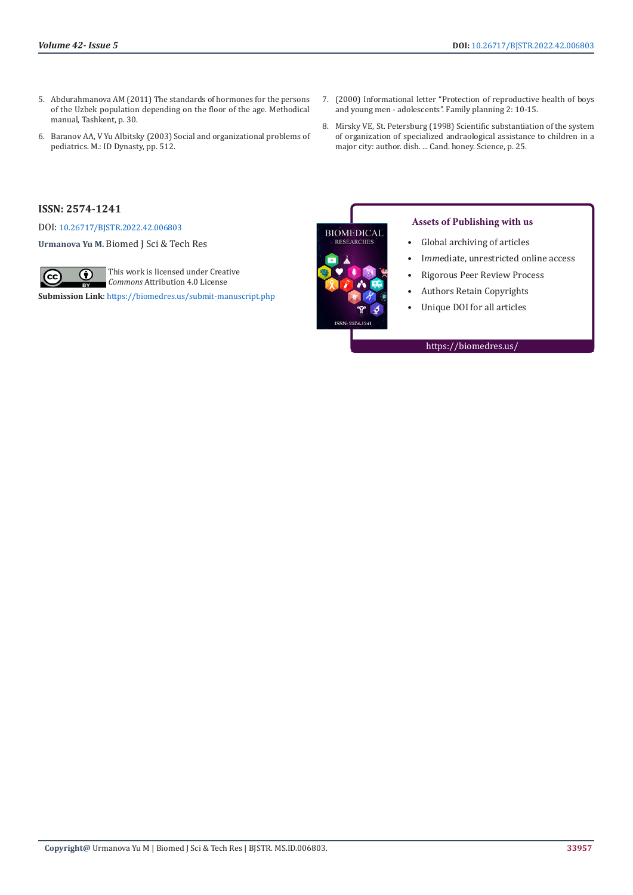5. Abdurahmanova AM (2011) The standards of hormones for the persons of the Uzbek population depending on the floor of the age. Methodical manual, Tashkent, p. 30.
6. Baranov AA, V Yu Albitsky (2003) Social and organizational problems of pediatrics. M.: ID Dynasty, pp. 512.
7. (2000) Informational letter "Protection of reproductive health of boys and young men - adolescents". Family planning 2: 10-15.
8. Mirsky VE, St. Petersburg (1998) Scientific substantiation of the system of organization of specialized andraological assistance to children in a major city: author. dish. ... Cand. honey. Science, p. 25.

**ISSN: 2574-1241**

DOI: 10.26717/BJSTR.2022.42.006803

**Urmanova Yu M.** Biomed J Sci & Tech Res

This work is licensed under Creative *Commons* Attribution 4.0 License

**Submission Link**: https://biomedres.us/submit-manuscript.php

**Assets of Publishing with us**

- Global archiving of articles
- Immediate, unrestricted online access
- Rigorous Peer Review Process
- Authors Retain Copyrights
- Unique DOI for all articles

https://biomedres.us/